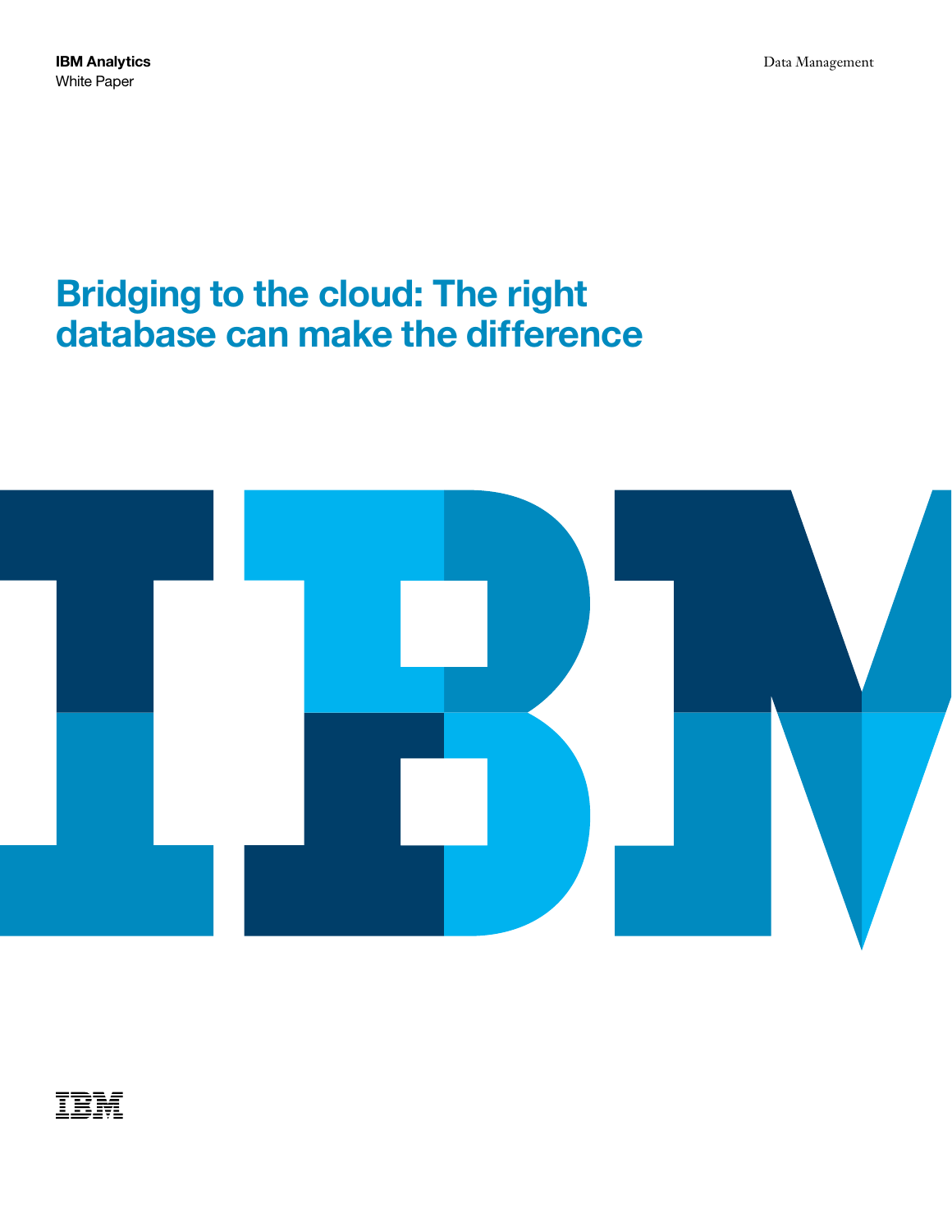**IBM Analytics**
White Paper

Data Management

# Bridging to the cloud: The right database can make the difference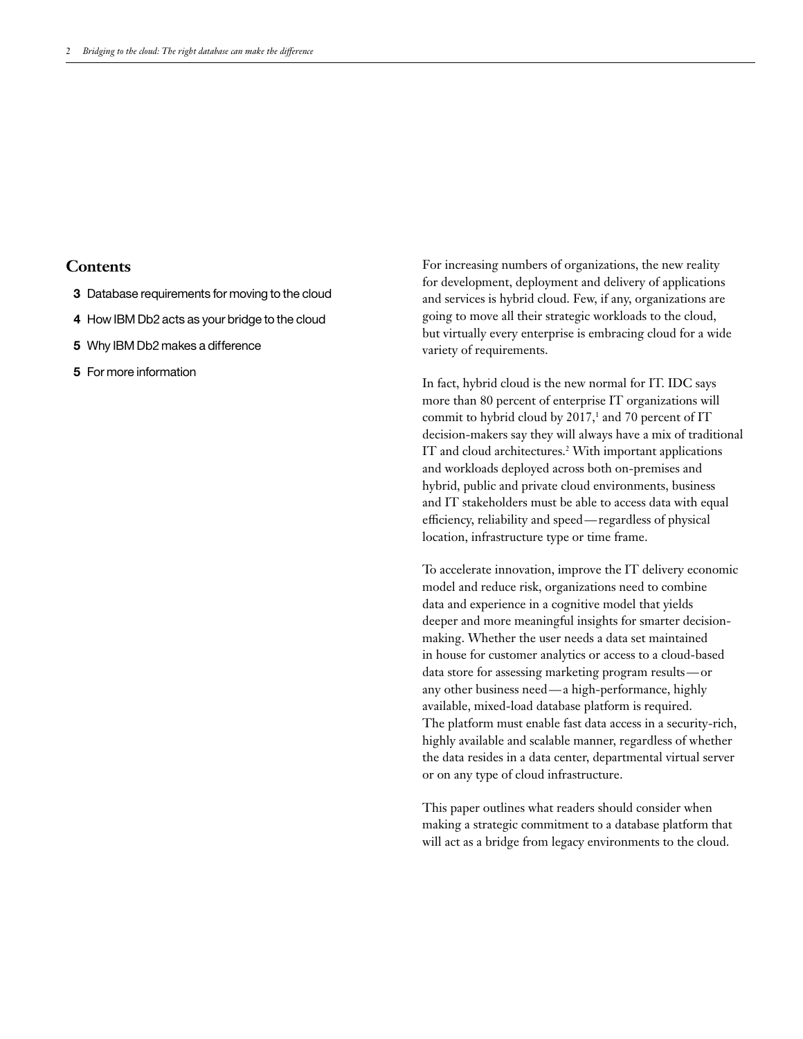## Contents

- **3** Database requirements for moving to the cloud
- **4** How IBM Db2 acts as your bridge to the cloud
- **5** Why IBM Db2 makes a difference
- **5** For more information

For increasing numbers of organizations, the new reality for development, deployment and delivery of applications and services is hybrid cloud. Few, if any, organizations are going to move all their strategic workloads to the cloud, but virtually every enterprise is embracing cloud for a wide variety of requirements.

In fact, hybrid cloud is the new normal for IT. IDC says more than 80 percent of enterprise IT organizations will commit to hybrid cloud by 2017,[1] and 70 percent of IT decision-makers say they will always have a mix of traditional IT and cloud architectures.[2] With important applications and workloads deployed across both on-premises and hybrid, public and private cloud environments, business and IT stakeholders must be able to access data with equal efficiency, reliability and speed—regardless of physical location, infrastructure type or time frame.

To accelerate innovation, improve the IT delivery economic model and reduce risk, organizations need to combine data and experience in a cognitive model that yields deeper and more meaningful insights for smarter decision-making. Whether the user needs a data set maintained in house for customer analytics or access to a cloud-based data store for assessing marketing program results—or any other business need—a high-performance, highly available, mixed-load database platform is required. The platform must enable fast data access in a security-rich, highly available and scalable manner, regardless of whether the data resides in a data center, departmental virtual server or on any type of cloud infrastructure.

This paper outlines what readers should consider when making a strategic commitment to a database platform that will act as a bridge from legacy environments to the cloud.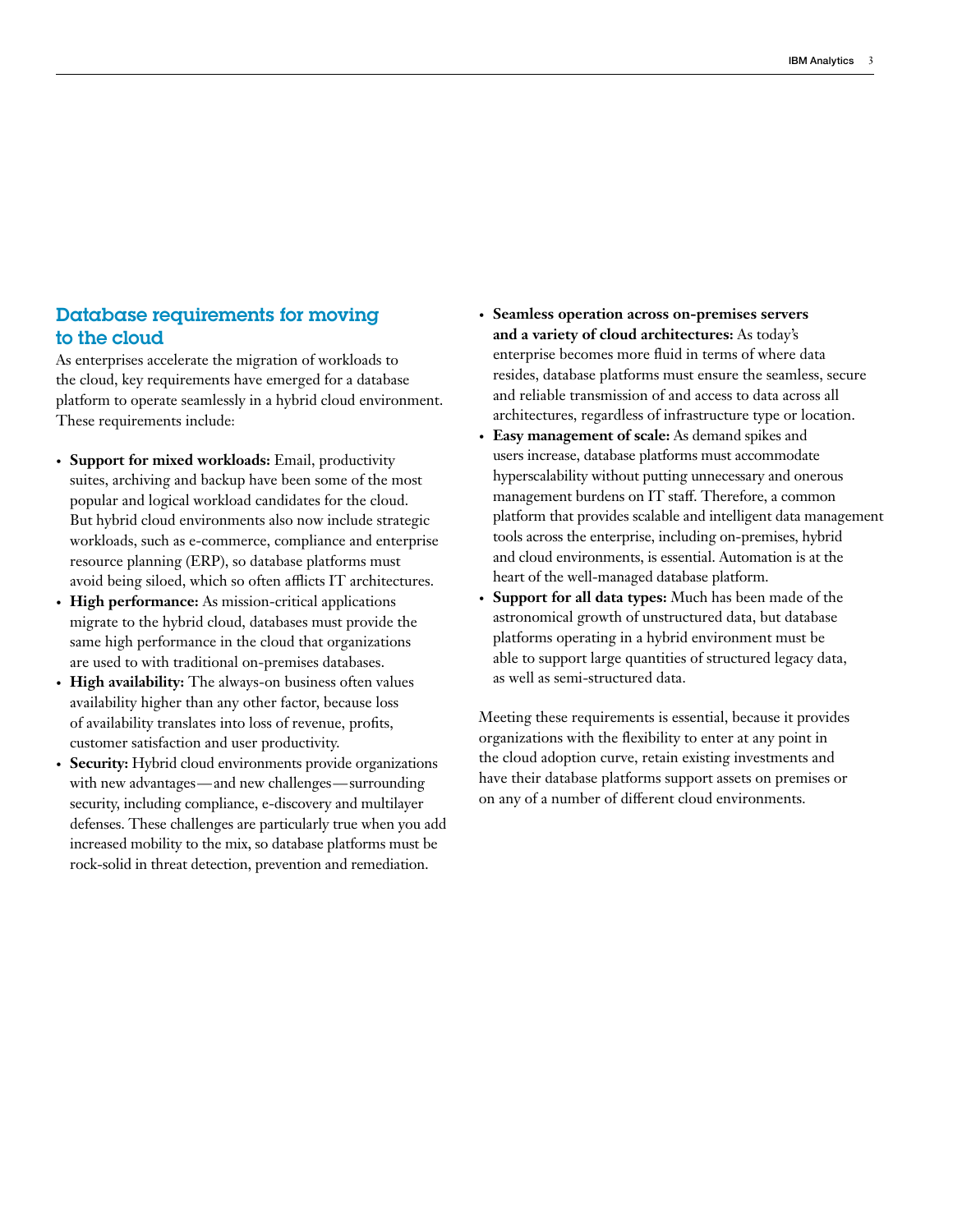## Database requirements for moving to the cloud

As enterprises accelerate the migration of workloads to the cloud, key requirements have emerged for a database platform to operate seamlessly in a hybrid cloud environment. These requirements include:

- **Support for mixed workloads:** Email, productivity suites, archiving and backup have been some of the most popular and logical workload candidates for the cloud. But hybrid cloud environments also now include strategic workloads, such as e-commerce, compliance and enterprise resource planning (ERP), so database platforms must avoid being siloed, which so often afflicts IT architectures.
- **High performance:** As mission-critical applications migrate to the hybrid cloud, databases must provide the same high performance in the cloud that organizations are used to with traditional on-premises databases.
- **High availability:** The always-on business often values availability higher than any other factor, because loss of availability translates into loss of revenue, profits, customer satisfaction and user productivity.
- **Security:** Hybrid cloud environments provide organizations with new advantages—and new challenges—surrounding security, including compliance, e-discovery and multilayer defenses. These challenges are particularly true when you add increased mobility to the mix, so database platforms must be rock-solid in threat detection, prevention and remediation.
- **Seamless operation across on-premises servers and a variety of cloud architectures:** As today's enterprise becomes more fluid in terms of where data resides, database platforms must ensure the seamless, secure and reliable transmission of and access to data across all architectures, regardless of infrastructure type or location.
- **Easy management of scale:** As demand spikes and users increase, database platforms must accommodate hyperscalability without putting unnecessary and onerous management burdens on IT staff. Therefore, a common platform that provides scalable and intelligent data management tools across the enterprise, including on-premises, hybrid and cloud environments, is essential. Automation is at the heart of the well-managed database platform.
- **Support for all data types:** Much has been made of the astronomical growth of unstructured data, but database platforms operating in a hybrid environment must be able to support large quantities of structured legacy data, as well as semi-structured data.

Meeting these requirements is essential, because it provides organizations with the flexibility to enter at any point in the cloud adoption curve, retain existing investments and have their database platforms support assets on premises or on any of a number of different cloud environments.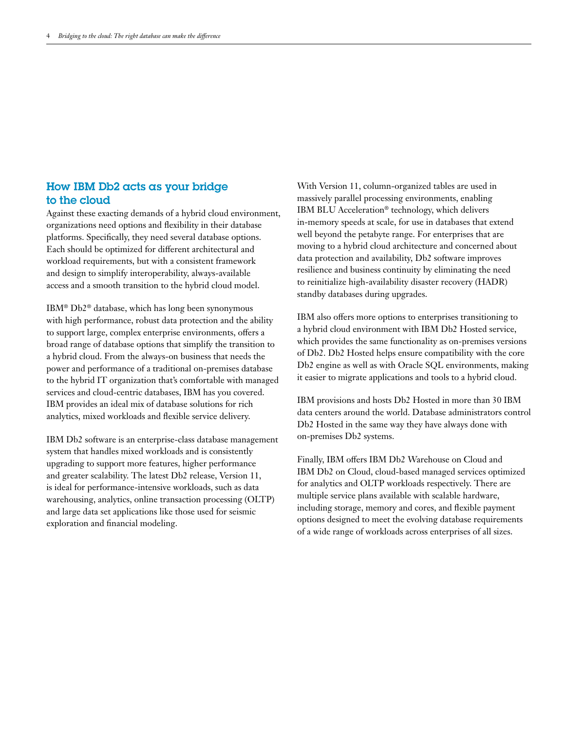## How IBM Db2 acts as your bridge to the cloud

Against these exacting demands of a hybrid cloud environment, organizations need options and flexibility in their database platforms. Specifically, they need several database options. Each should be optimized for different architectural and workload requirements, but with a consistent framework and design to simplify interoperability, always-available access and a smooth transition to the hybrid cloud model.

IBM® Db2® database, which has long been synonymous with high performance, robust data protection and the ability to support large, complex enterprise environments, offers a broad range of database options that simplify the transition to a hybrid cloud. From the always-on business that needs the power and performance of a traditional on-premises database to the hybrid IT organization that's comfortable with managed services and cloud-centric databases, IBM has you covered. IBM provides an ideal mix of database solutions for rich analytics, mixed workloads and flexible service delivery.

IBM Db2 software is an enterprise-class database management system that handles mixed workloads and is consistently upgrading to support more features, higher performance and greater scalability. The latest Db2 release, Version 11, is ideal for performance-intensive workloads, such as data warehousing, analytics, online transaction processing (OLTP) and large data set applications like those used for seismic exploration and financial modeling.

With Version 11, column-organized tables are used in massively parallel processing environments, enabling IBM BLU Acceleration® technology, which delivers in-memory speeds at scale, for use in databases that extend well beyond the petabyte range. For enterprises that are moving to a hybrid cloud architecture and concerned about data protection and availability, Db2 software improves resilience and business continuity by eliminating the need to reinitialize high-availability disaster recovery (HADR) standby databases during upgrades.

IBM also offers more options to enterprises transitioning to a hybrid cloud environment with IBM Db2 Hosted service, which provides the same functionality as on-premises versions of Db2. Db2 Hosted helps ensure compatibility with the core Db2 engine as well as with Oracle SQL environments, making it easier to migrate applications and tools to a hybrid cloud.

IBM provisions and hosts Db2 Hosted in more than 30 IBM data centers around the world. Database administrators control Db2 Hosted in the same way they have always done with on-premises Db2 systems.

Finally, IBM offers IBM Db2 Warehouse on Cloud and IBM Db2 on Cloud, cloud-based managed services optimized for analytics and OLTP workloads respectively. There are multiple service plans available with scalable hardware, including storage, memory and cores, and flexible payment options designed to meet the evolving database requirements of a wide range of workloads across enterprises of all sizes.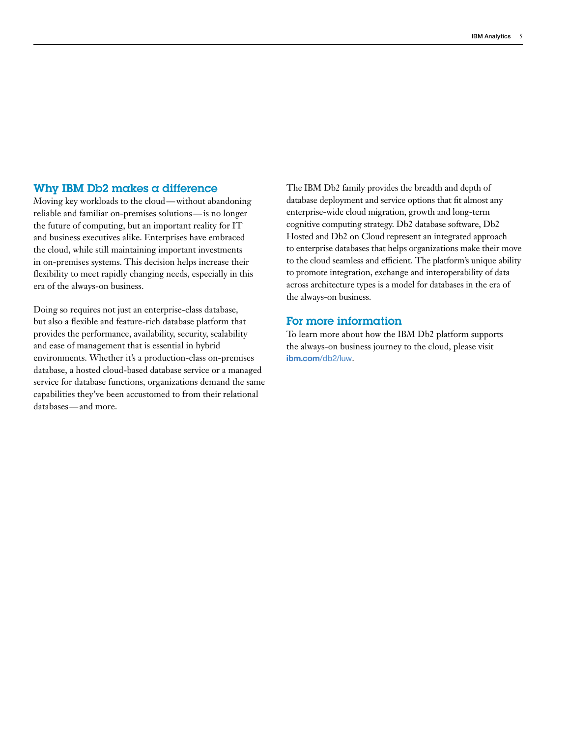## Why IBM Db2 makes a difference

Moving key workloads to the cloud — without abandoning reliable and familiar on-premises solutions — is no longer the future of computing, but an important reality for IT and business executives alike. Enterprises have embraced the cloud, while still maintaining important investments in on-premises systems. This decision helps increase their flexibility to meet rapidly changing needs, especially in this era of the always-on business.

Doing so requires not just an enterprise-class database, but also a flexible and feature-rich database platform that provides the performance, availability, security, scalability and ease of management that is essential in hybrid environments. Whether it's a production-class on-premises database, a hosted cloud-based database service or a managed service for database functions, organizations demand the same capabilities they've been accustomed to from their relational databases — and more.

The IBM Db2 family provides the breadth and depth of database deployment and service options that fit almost any enterprise-wide cloud migration, growth and long-term cognitive computing strategy. Db2 database software, Db2 Hosted and Db2 on Cloud represent an integrated approach to enterprise databases that helps organizations make their move to the cloud seamless and efficient. The platform's unique ability to promote integration, exchange and interoperability of data across architecture types is a model for databases in the era of the always-on business.

## For more information

To learn more about how the IBM Db2 platform supports the always-on business journey to the cloud, please visit **ibm.com**/db2/luw.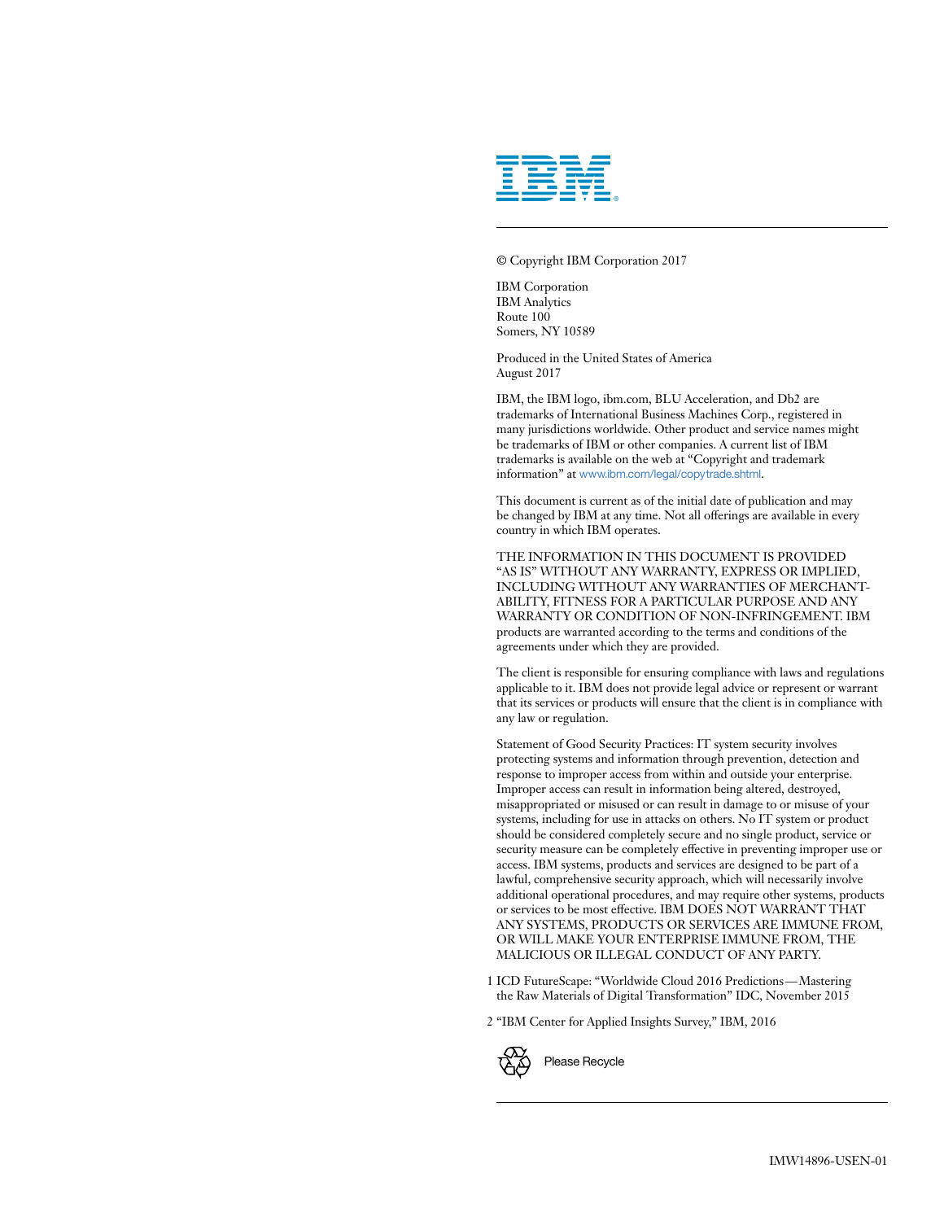© Copyright IBM Corporation 2017

IBM Corporation
IBM Analytics
Route 100
Somers, NY 10589

Produced in the United States of America
August 2017

IBM, the IBM logo, ibm.com, BLU Acceleration, and Db2 are trademarks of International Business Machines Corp., registered in many jurisdictions worldwide. Other product and service names might be trademarks of IBM or other companies. A current list of IBM trademarks is available on the web at "Copyright and trademark information" at www.ibm.com/legal/copytrade.shtml.

This document is current as of the initial date of publication and may be changed by IBM at any time. Not all offerings are available in every country in which IBM operates.

THE INFORMATION IN THIS DOCUMENT IS PROVIDED "AS IS" WITHOUT ANY WARRANTY, EXPRESS OR IMPLIED, INCLUDING WITHOUT ANY WARRANTIES OF MERCHANTABILITY, FITNESS FOR A PARTICULAR PURPOSE AND ANY WARRANTY OR CONDITION OF NON-INFRINGEMENT. IBM products are warranted according to the terms and conditions of the agreements under which they are provided.

The client is responsible for ensuring compliance with laws and regulations applicable to it. IBM does not provide legal advice or represent or warrant that its services or products will ensure that the client is in compliance with any law or regulation.

Statement of Good Security Practices: IT system security involves protecting systems and information through prevention, detection and response to improper access from within and outside your enterprise. Improper access can result in information being altered, destroyed, misappropriated or misused or can result in damage to or misuse of your systems, including for use in attacks on others. No IT system or product should be considered completely secure and no single product, service or security measure can be completely effective in preventing improper use or access. IBM systems, products and services are designed to be part of a lawful, comprehensive security approach, which will necessarily involve additional operational procedures, and may require other systems, products or services to be most effective. IBM DOES NOT WARRANT THAT ANY SYSTEMS, PRODUCTS OR SERVICES ARE IMMUNE FROM, OR WILL MAKE YOUR ENTERPRISE IMMUNE FROM, THE MALICIOUS OR ILLEGAL CONDUCT OF ANY PARTY.

1 ICD FutureScape: "Worldwide Cloud 2016 Predictions—Mastering the Raw Materials of Digital Transformation" IDC, November 2015

2 "IBM Center for Applied Insights Survey," IBM, 2016

Please Recycle

IMW14896-USEN-01